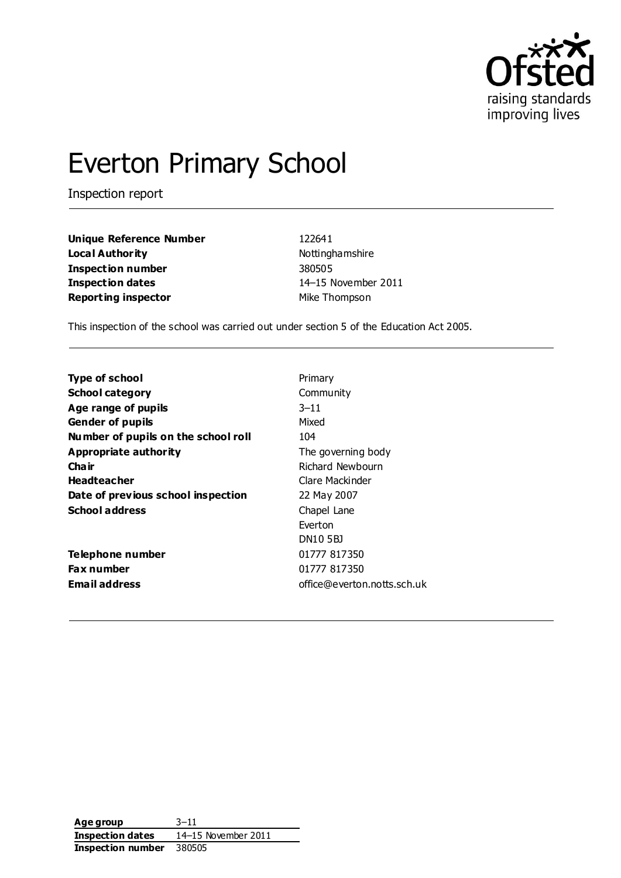# Everton Primary School

Inspection report

| | |
|---|---|
| **Unique Reference Number** | 122641 |
| **Local Authority** | Nottinghamshire |
| **Inspection number** | 380505 |
| **Inspection dates** | 14–15 November 2011 |
| **Reporting inspector** | Mike Thompson |

This inspection of the school was carried out under section 5 of the Education Act 2005.

| | |
|---|---|
| **Type of school** | Primary |
| **School category** | Community |
| **Age range of pupils** | 3–11 |
| **Gender of pupils** | Mixed |
| **Number of pupils on the school roll** | 104 |
| **Appropriate authority** | The governing body |
| **Chair** | Richard Newbourn |
| **Headteacher** | Clare Mackinder |
| **Date of previous school inspection** | 22 May 2007 |
| **School address** | Chapel Lane<br>Everton<br>DN10 5BJ |
| **Telephone number** | 01777 817350 |
| **Fax number** | 01777 817350 |
| **Email address** | office@everton.notts.sch.uk |

| | |
|---|---|
| **Age group** | 3–11 |
| **Inspection dates** | 14–15 November 2011 |
| **Inspection number** | 380505 |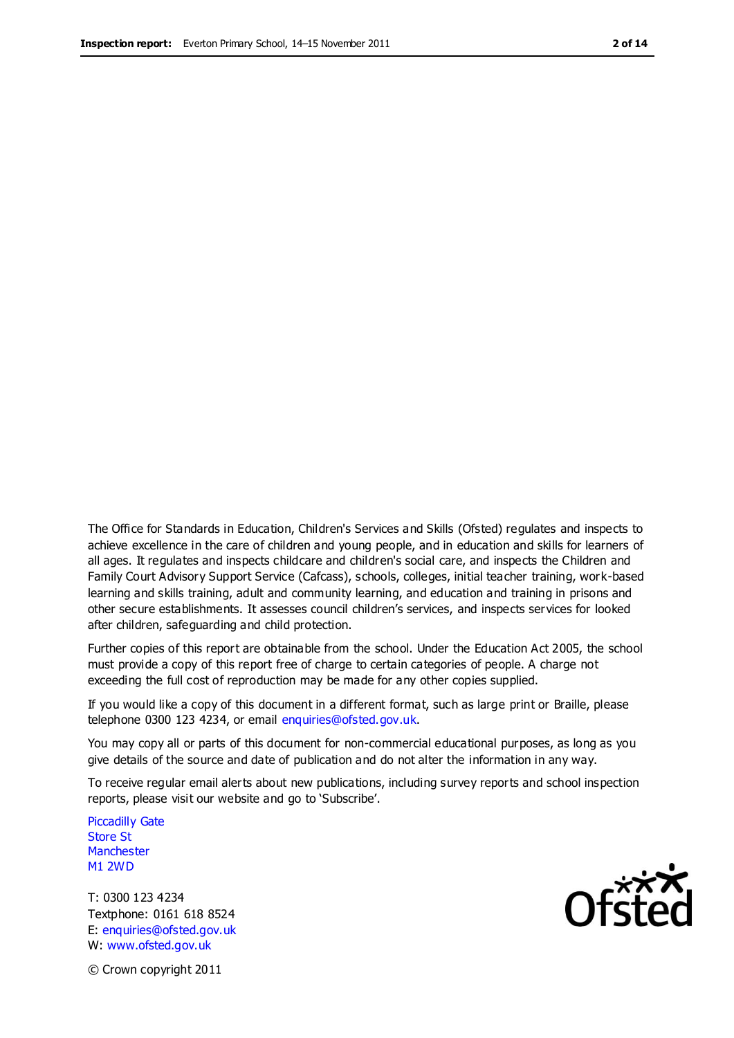The Office for Standards in Education, Children's Services and Skills (Ofsted) regulates and inspects to achieve excellence in the care of children and young people, and in education and skills for learners of all ages. It regulates and inspects childcare and children's social care, and inspects the Children and Family Court Advisory Support Service (Cafcass), schools, colleges, initial teacher training, work-based learning and skills training, adult and community learning, and education and training in prisons and other secure establishments. It assesses council children's services, and inspects services for looked after children, safeguarding and child protection.

Further copies of this report are obtainable from the school. Under the Education Act 2005, the school must provide a copy of this report free of charge to certain categories of people. A charge not exceeding the full cost of reproduction may be made for any other copies supplied.

If you would like a copy of this document in a different format, such as large print or Braille, please telephone 0300 123 4234, or email enquiries@ofsted.gov.uk.

You may copy all or parts of this document for non-commercial educational purposes, as long as you give details of the source and date of publication and do not alter the information in any way.

To receive regular email alerts about new publications, including survey reports and school inspection reports, please visit our website and go to 'Subscribe'.

Piccadilly Gate
Store St
Manchester
M1 2WD

T: 0300 123 4234
Textphone: 0161 618 8524
E: enquiries@ofsted.gov.uk
W: www.ofsted.gov.uk

© Crown copyright 2011

Ofsted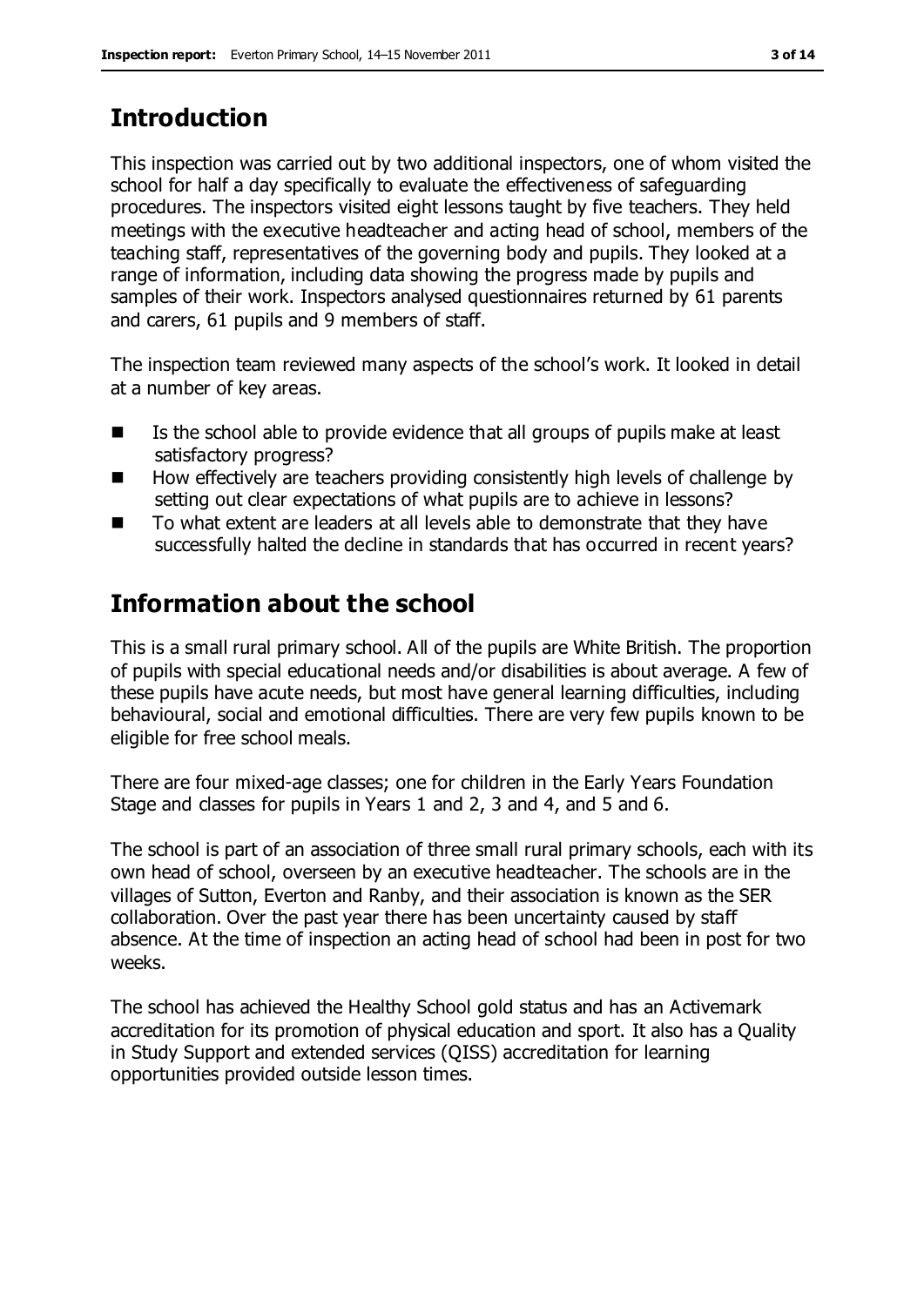## Introduction

This inspection was carried out by two additional inspectors, one of whom visited the school for half a day specifically to evaluate the effectiveness of safeguarding procedures. The inspectors visited eight lessons taught by five teachers. They held meetings with the executive headteacher and acting head of school, members of the teaching staff, representatives of the governing body and pupils. They looked at a range of information, including data showing the progress made by pupils and samples of their work. Inspectors analysed questionnaires returned by 61 parents and carers, 61 pupils and 9 members of staff.

The inspection team reviewed many aspects of the school's work. It looked in detail at a number of key areas.

- Is the school able to provide evidence that all groups of pupils make at least satisfactory progress?
- How effectively are teachers providing consistently high levels of challenge by setting out clear expectations of what pupils are to achieve in lessons?
- To what extent are leaders at all levels able to demonstrate that they have successfully halted the decline in standards that has occurred in recent years?

## Information about the school

This is a small rural primary school. All of the pupils are White British. The proportion of pupils with special educational needs and/or disabilities is about average. A few of these pupils have acute needs, but most have general learning difficulties, including behavioural, social and emotional difficulties. There are very few pupils known to be eligible for free school meals.

There are four mixed-age classes; one for children in the Early Years Foundation Stage and classes for pupils in Years 1 and 2, 3 and 4, and 5 and 6.

The school is part of an association of three small rural primary schools, each with its own head of school, overseen by an executive headteacher. The schools are in the villages of Sutton, Everton and Ranby, and their association is known as the SER collaboration. Over the past year there has been uncertainty caused by staff absence. At the time of inspection an acting head of school had been in post for two weeks.

The school has achieved the Healthy School gold status and has an Activemark accreditation for its promotion of physical education and sport. It also has a Quality in Study Support and extended services (QISS) accreditation for learning opportunities provided outside lesson times.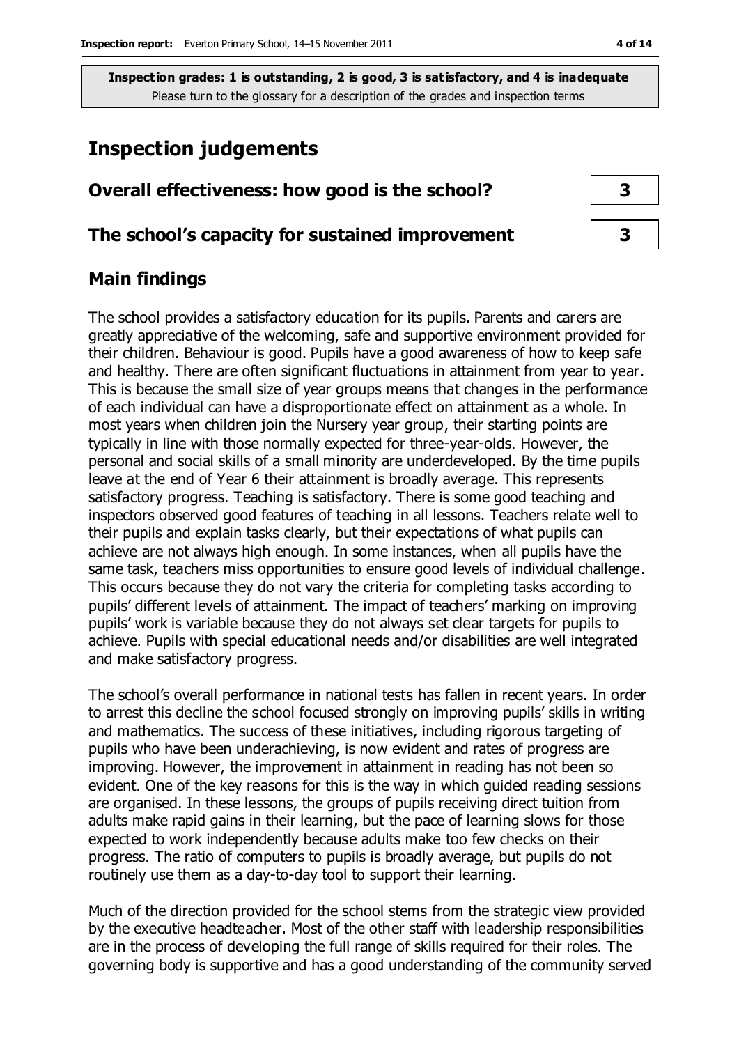**Inspection grades: 1 is outstanding, 2 is good, 3 is satisfactory, and 4 is inadequate**
Please turn to the glossary for a description of the grades and inspection terms

# Inspection judgements

| | |
|---|---|
| **Overall effectiveness: how good is the school?** | **3** |
| **The school's capacity for sustained improvement** | **3** |

## Main findings

The school provides a satisfactory education for its pupils. Parents and carers are greatly appreciative of the welcoming, safe and supportive environment provided for their children. Behaviour is good. Pupils have a good awareness of how to keep safe and healthy. There are often significant fluctuations in attainment from year to year. This is because the small size of year groups means that changes in the performance of each individual can have a disproportionate effect on attainment as a whole. In most years when children join the Nursery year group, their starting points are typically in line with those normally expected for three-year-olds. However, the personal and social skills of a small minority are underdeveloped. By the time pupils leave at the end of Year 6 their attainment is broadly average. This represents satisfactory progress. Teaching is satisfactory. There is some good teaching and inspectors observed good features of teaching in all lessons. Teachers relate well to their pupils and explain tasks clearly, but their expectations of what pupils can achieve are not always high enough. In some instances, when all pupils have the same task, teachers miss opportunities to ensure good levels of individual challenge. This occurs because they do not vary the criteria for completing tasks according to pupils' different levels of attainment. The impact of teachers' marking on improving pupils' work is variable because they do not always set clear targets for pupils to achieve. Pupils with special educational needs and/or disabilities are well integrated and make satisfactory progress.

The school's overall performance in national tests has fallen in recent years. In order to arrest this decline the school focused strongly on improving pupils' skills in writing and mathematics. The success of these initiatives, including rigorous targeting of pupils who have been underachieving, is now evident and rates of progress are improving. However, the improvement in attainment in reading has not been so evident. One of the key reasons for this is the way in which guided reading sessions are organised. In these lessons, the groups of pupils receiving direct tuition from adults make rapid gains in their learning, but the pace of learning slows for those expected to work independently because adults make too few checks on their progress. The ratio of computers to pupils is broadly average, but pupils do not routinely use them as a day-to-day tool to support their learning.

Much of the direction provided for the school stems from the strategic view provided by the executive headteacher. Most of the other staff with leadership responsibilities are in the process of developing the full range of skills required for their roles. The governing body is supportive and has a good understanding of the community served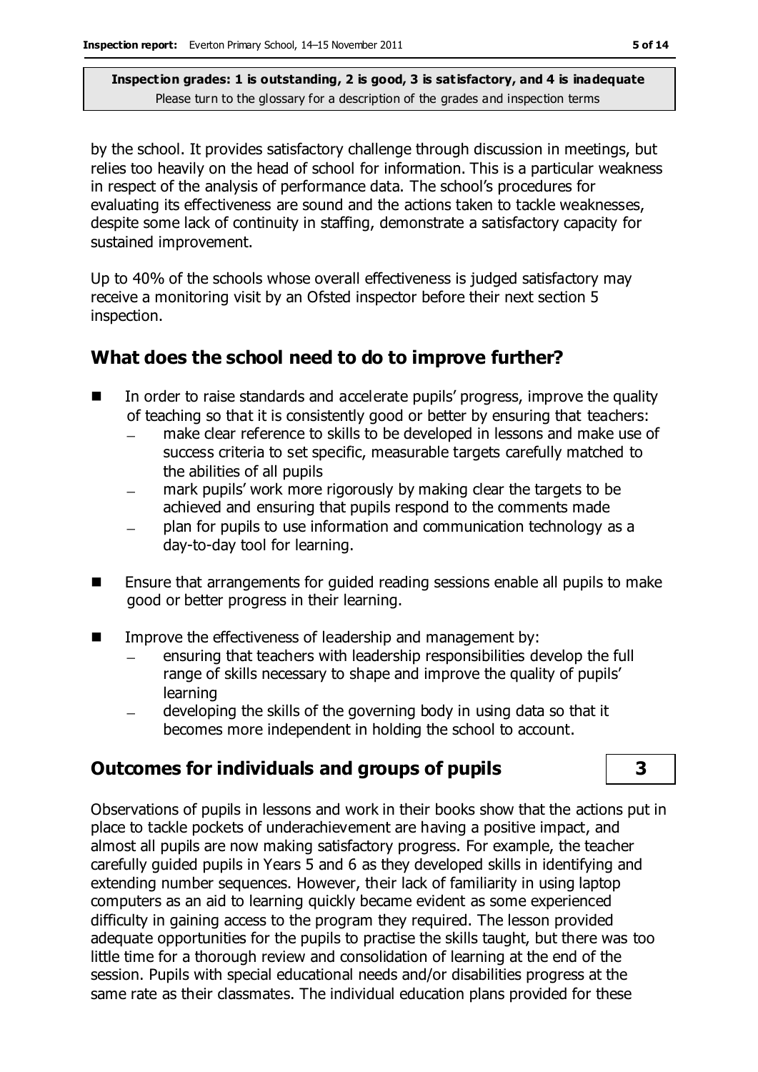by the school. It provides satisfactory challenge through discussion in meetings, but relies too heavily on the head of school for information. This is a particular weakness in respect of the analysis of performance data. The school's procedures for evaluating its effectiveness are sound and the actions taken to tackle weaknesses, despite some lack of continuity in staffing, demonstrate a satisfactory capacity for sustained improvement.

Up to 40% of the schools whose overall effectiveness is judged satisfactory may receive a monitoring visit by an Ofsted inspector before their next section 5 inspection.

## What does the school need to do to improve further?

- In order to raise standards and accelerate pupils' progress, improve the quality of teaching so that it is consistently good or better by ensuring that teachers:
  - make clear reference to skills to be developed in lessons and make use of success criteria to set specific, measurable targets carefully matched to the abilities of all pupils
  - mark pupils' work more rigorously by making clear the targets to be achieved and ensuring that pupils respond to the comments made
  - plan for pupils to use information and communication technology as a day-to-day tool for learning.
- Ensure that arrangements for guided reading sessions enable all pupils to make good or better progress in their learning.
- Improve the effectiveness of leadership and management by:
  - ensuring that teachers with leadership responsibilities develop the full range of skills necessary to shape and improve the quality of pupils' learning
  - developing the skills of the governing body in using data so that it becomes more independent in holding the school to account.

## Outcomes for individuals and groups of pupils — 3

Observations of pupils in lessons and work in their books show that the actions put in place to tackle pockets of underachievement are having a positive impact, and almost all pupils are now making satisfactory progress. For example, the teacher carefully guided pupils in Years 5 and 6 as they developed skills in identifying and extending number sequences. However, their lack of familiarity in using laptop computers as an aid to learning quickly became evident as some experienced difficulty in gaining access to the program they required. The lesson provided adequate opportunities for the pupils to practise the skills taught, but there was too little time for a thorough review and consolidation of learning at the end of the session. Pupils with special educational needs and/or disabilities progress at the same rate as their classmates. The individual education plans provided for these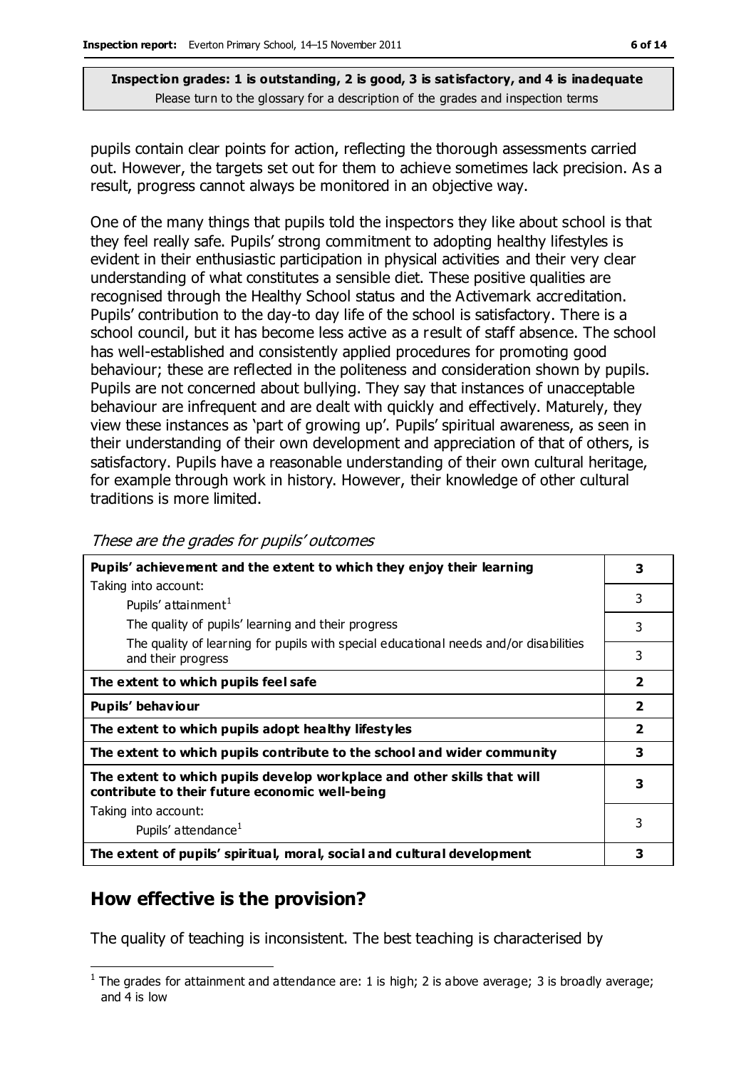**Inspection grades: 1 is outstanding, 2 is good, 3 is satisfactory, and 4 is inadequate**
Please turn to the glossary for a description of the grades and inspection terms

pupils contain clear points for action, reflecting the thorough assessments carried out. However, the targets set out for them to achieve sometimes lack precision. As a result, progress cannot always be monitored in an objective way.

One of the many things that pupils told the inspectors they like about school is that they feel really safe. Pupils' strong commitment to adopting healthy lifestyles is evident in their enthusiastic participation in physical activities and their very clear understanding of what constitutes a sensible diet. These positive qualities are recognised through the Healthy School status and the Activemark accreditation. Pupils' contribution to the day-to day life of the school is satisfactory. There is a school council, but it has become less active as a result of staff absence. The school has well-established and consistently applied procedures for promoting good behaviour; these are reflected in the politeness and consideration shown by pupils. Pupils are not concerned about bullying. They say that instances of unacceptable behaviour are infrequent and are dealt with quickly and effectively. Maturely, they view these instances as 'part of growing up'. Pupils' spiritual awareness, as seen in their understanding of their own development and appreciation of that of others, is satisfactory. Pupils have a reasonable understanding of their own cultural heritage, for example through work in history. However, their knowledge of other cultural traditions is more limited.

*These are the grades for pupils' outcomes*

| | |
|---|---|
| **Pupils' achievement and the extent to which they enjoy their learning** | **3** |
| Taking into account: Pupils' attainment[1] | 3 |
| The quality of pupils' learning and their progress | 3 |
| The quality of learning for pupils with special educational needs and/or disabilities and their progress | 3 |
| **The extent to which pupils feel safe** | **2** |
| **Pupils' behaviour** | **2** |
| **The extent to which pupils adopt healthy lifestyles** | **2** |
| **The extent to which pupils contribute to the school and wider community** | **3** |
| **The extent to which pupils develop workplace and other skills that will contribute to their future economic well-being** | **3** |
| Taking into account: Pupils' attendance[1] | 3 |
| **The extent of pupils' spiritual, moral, social and cultural development** | **3** |

## How effective is the provision?

The quality of teaching is inconsistent. The best teaching is characterised by

[1] The grades for attainment and attendance are: 1 is high; 2 is above average; 3 is broadly average; and 4 is low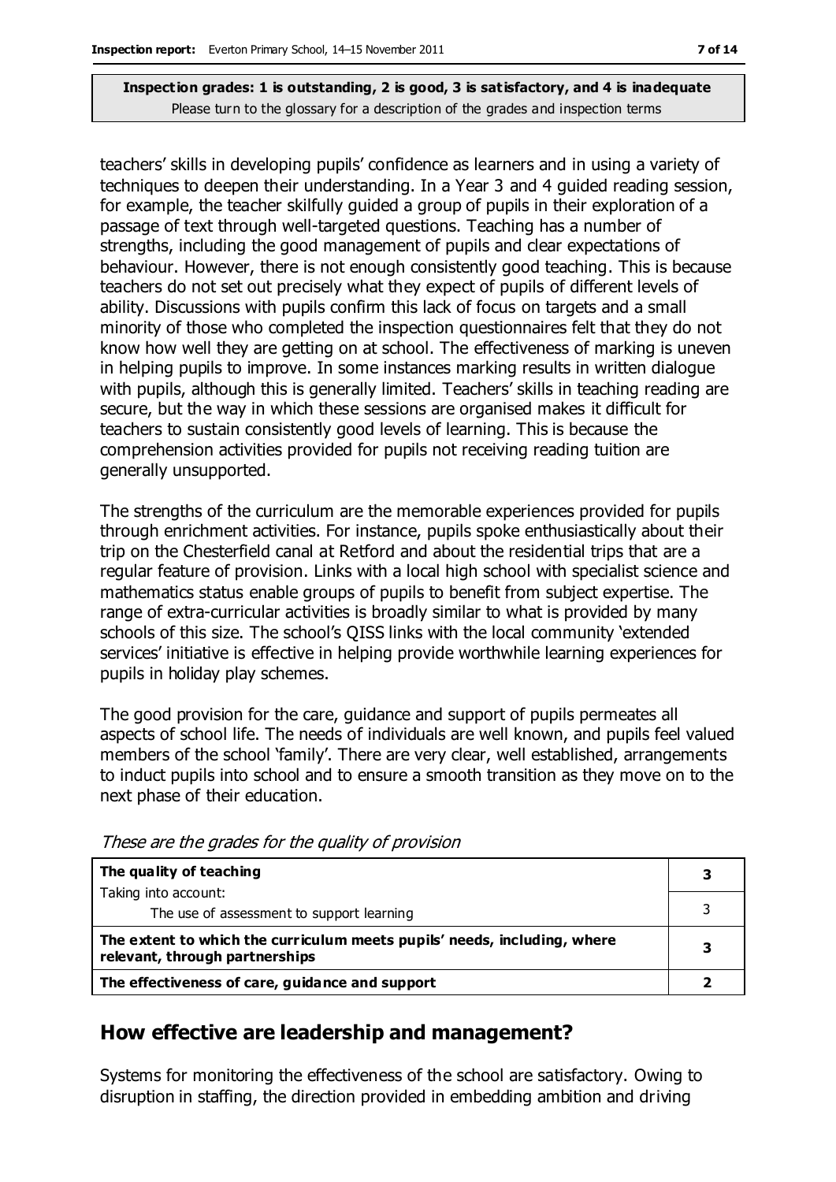**Inspection grades: 1 is outstanding, 2 is good, 3 is satisfactory, and 4 is inadequate**
Please turn to the glossary for a description of the grades and inspection terms

teachers' skills in developing pupils' confidence as learners and in using a variety of techniques to deepen their understanding. In a Year 3 and 4 guided reading session, for example, the teacher skilfully guided a group of pupils in their exploration of a passage of text through well-targeted questions. Teaching has a number of strengths, including the good management of pupils and clear expectations of behaviour. However, there is not enough consistently good teaching. This is because teachers do not set out precisely what they expect of pupils of different levels of ability. Discussions with pupils confirm this lack of focus on targets and a small minority of those who completed the inspection questionnaires felt that they do not know how well they are getting on at school. The effectiveness of marking is uneven in helping pupils to improve. In some instances marking results in written dialogue with pupils, although this is generally limited. Teachers' skills in teaching reading are secure, but the way in which these sessions are organised makes it difficult for teachers to sustain consistently good levels of learning. This is because the comprehension activities provided for pupils not receiving reading tuition are generally unsupported.

The strengths of the curriculum are the memorable experiences provided for pupils through enrichment activities. For instance, pupils spoke enthusiastically about their trip on the Chesterfield canal at Retford and about the residential trips that are a regular feature of provision. Links with a local high school with specialist science and mathematics status enable groups of pupils to benefit from subject expertise. The range of extra-curricular activities is broadly similar to what is provided by many schools of this size. The school's QISS links with the local community 'extended services' initiative is effective in helping provide worthwhile learning experiences for pupils in holiday play schemes.

The good provision for the care, guidance and support of pupils permeates all aspects of school life. The needs of individuals are well known, and pupils feel valued members of the school 'family'. There are very clear, well established, arrangements to induct pupils into school and to ensure a smooth transition as they move on to the next phase of their education.

*These are the grades for the quality of provision*

| | |
|---|---|
| **The quality of teaching** | **3** |
| Taking into account: The use of assessment to support learning | 3 |
| **The extent to which the curriculum meets pupils' needs, including, where relevant, through partnerships** | **3** |
| **The effectiveness of care, guidance and support** | **2** |

## How effective are leadership and management?

Systems for monitoring the effectiveness of the school are satisfactory. Owing to disruption in staffing, the direction provided in embedding ambition and driving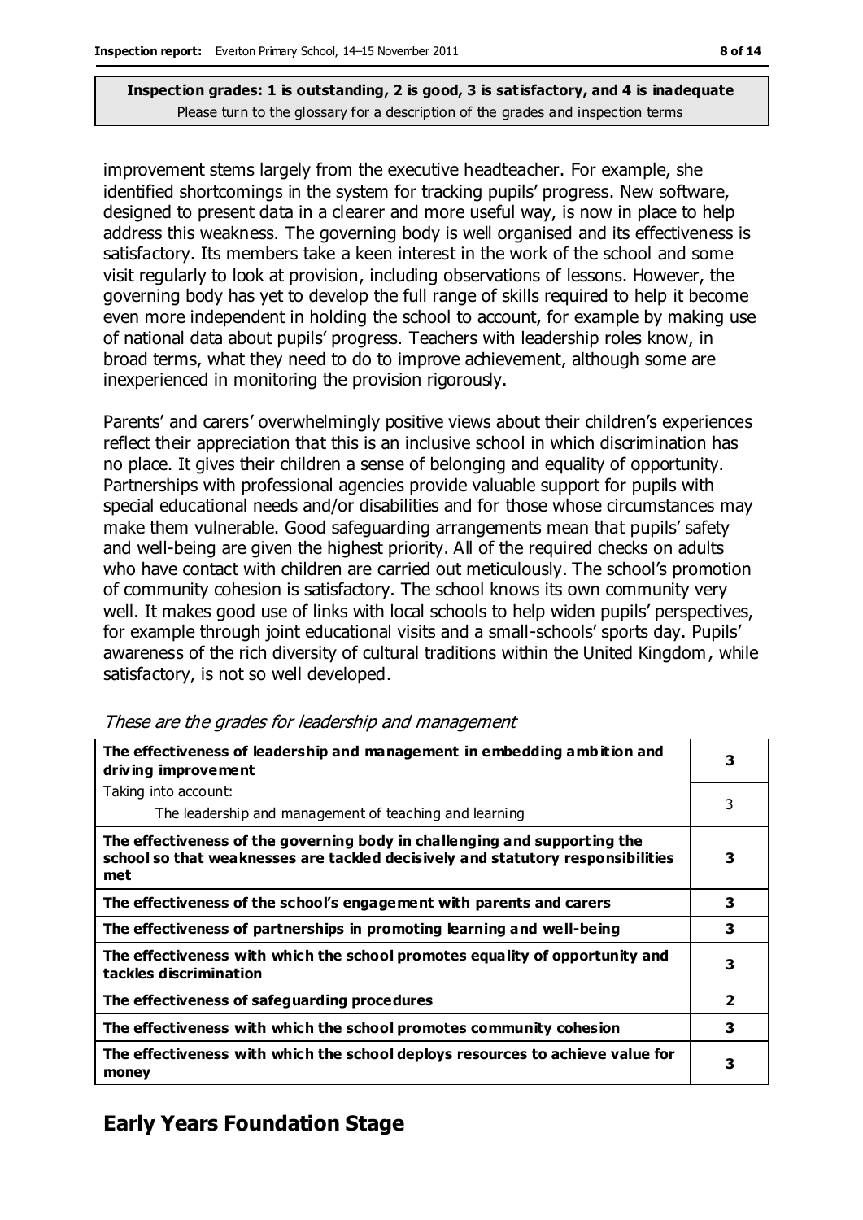**Inspection grades: 1 is outstanding, 2 is good, 3 is satisfactory, and 4 is inadequate**
Please turn to the glossary for a description of the grades and inspection terms

improvement stems largely from the executive headteacher. For example, she identified shortcomings in the system for tracking pupils' progress. New software, designed to present data in a clearer and more useful way, is now in place to help address this weakness. The governing body is well organised and its effectiveness is satisfactory. Its members take a keen interest in the work of the school and some visit regularly to look at provision, including observations of lessons. However, the governing body has yet to develop the full range of skills required to help it become even more independent in holding the school to account, for example by making use of national data about pupils' progress. Teachers with leadership roles know, in broad terms, what they need to do to improve achievement, although some are inexperienced in monitoring the provision rigorously.

Parents' and carers' overwhelmingly positive views about their children's experiences reflect their appreciation that this is an inclusive school in which discrimination has no place. It gives their children a sense of belonging and equality of opportunity. Partnerships with professional agencies provide valuable support for pupils with special educational needs and/or disabilities and for those whose circumstances may make them vulnerable. Good safeguarding arrangements mean that pupils' safety and well-being are given the highest priority. All of the required checks on adults who have contact with children are carried out meticulously. The school's promotion of community cohesion is satisfactory. The school knows its own community very well. It makes good use of links with local schools to help widen pupils' perspectives, for example through joint educational visits and a small-schools' sports day. Pupils' awareness of the rich diversity of cultural traditions within the United Kingdom, while satisfactory, is not so well developed.

*These are the grades for leadership and management*

| | |
|---|---|
| **The effectiveness of leadership and management in embedding ambition and driving improvement** | **3** |
| Taking into account:<br>The leadership and management of teaching and learning | 3 |
| **The effectiveness of the governing body in challenging and supporting the school so that weaknesses are tackled decisively and statutory responsibilities met** | **3** |
| **The effectiveness of the school's engagement with parents and carers** | **3** |
| **The effectiveness of partnerships in promoting learning and well-being** | **3** |
| **The effectiveness with which the school promotes equality of opportunity and tackles discrimination** | **3** |
| **The effectiveness of safeguarding procedures** | **2** |
| **The effectiveness with which the school promotes community cohesion** | **3** |
| **The effectiveness with which the school deploys resources to achieve value for money** | **3** |

## Early Years Foundation Stage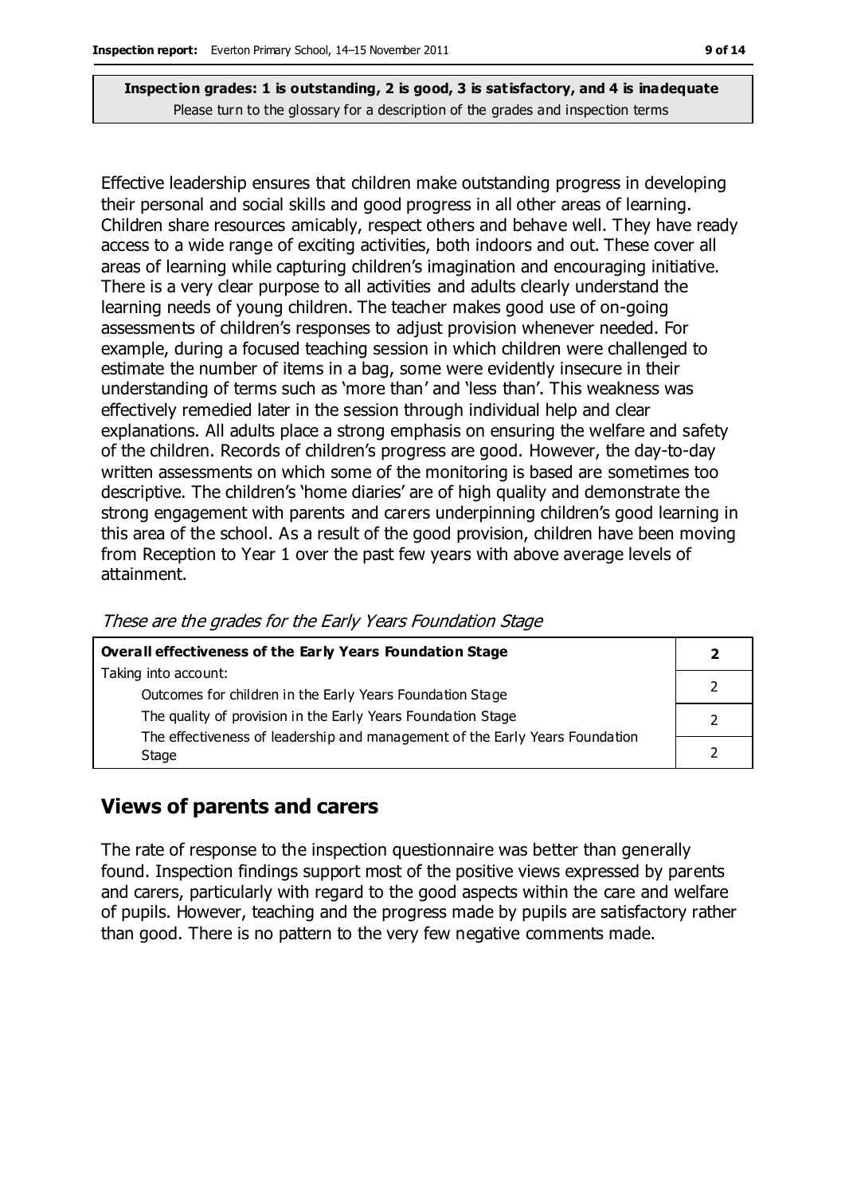**Inspection grades: 1 is outstanding, 2 is good, 3 is satisfactory, and 4 is inadequate**
Please turn to the glossary for a description of the grades and inspection terms

Effective leadership ensures that children make outstanding progress in developing their personal and social skills and good progress in all other areas of learning. Children share resources amicably, respect others and behave well. They have ready access to a wide range of exciting activities, both indoors and out. These cover all areas of learning while capturing children's imagination and encouraging initiative. There is a very clear purpose to all activities and adults clearly understand the learning needs of young children. The teacher makes good use of on-going assessments of children's responses to adjust provision whenever needed. For example, during a focused teaching session in which children were challenged to estimate the number of items in a bag, some were evidently insecure in their understanding of terms such as 'more than' and 'less than'. This weakness was effectively remedied later in the session through individual help and clear explanations. All adults place a strong emphasis on ensuring the welfare and safety of the children. Records of children's progress are good. However, the day-to-day written assessments on which some of the monitoring is based are sometimes too descriptive. The children's 'home diaries' are of high quality and demonstrate the strong engagement with parents and carers underpinning children's good learning in this area of the school. As a result of the good provision, children have been moving from Reception to Year 1 over the past few years with above average levels of attainment.

*These are the grades for the Early Years Foundation Stage*

| **Overall effectiveness of the Early Years Foundation Stage** | **2** |
|---|---|
| Taking into account: Outcomes for children in the Early Years Foundation Stage | 2 |
| The quality of provision in the Early Years Foundation Stage | 2 |
| The effectiveness of leadership and management of the Early Years Foundation Stage | 2 |

## Views of parents and carers

The rate of response to the inspection questionnaire was better than generally found. Inspection findings support most of the positive views expressed by parents and carers, particularly with regard to the good aspects within the care and welfare of pupils. However, teaching and the progress made by pupils are satisfactory rather than good. There is no pattern to the very few negative comments made.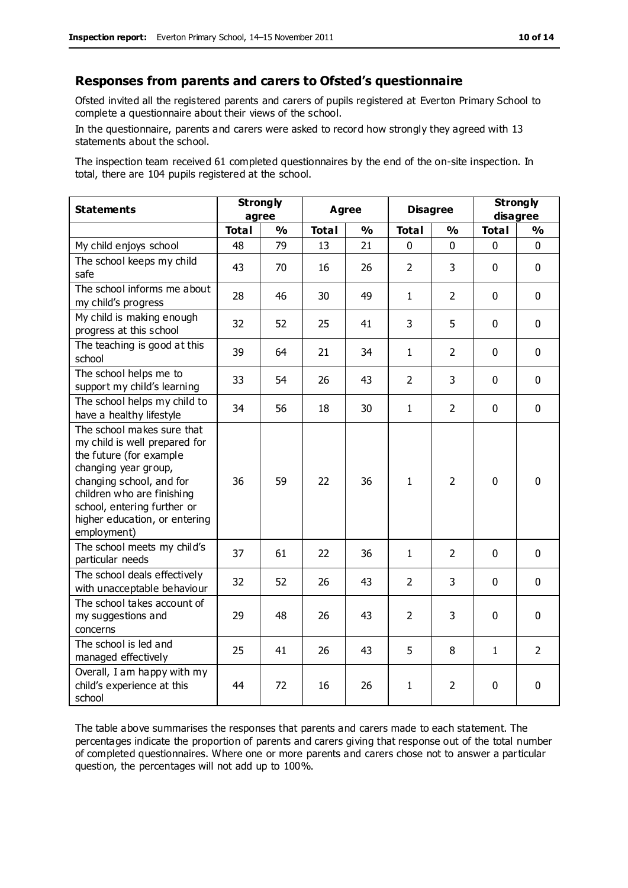## Responses from parents and carers to Ofsted's questionnaire

Ofsted invited all the registered parents and carers of pupils registered at Everton Primary School to complete a questionnaire about their views of the school.

In the questionnaire, parents and carers were asked to record how strongly they agreed with 13 statements about the school.

The inspection team received 61 completed questionnaires by the end of the on-site inspection. In total, there are 104 pupils registered at the school.

| Statements | Strongly agree | | Agree | | Disagree | | Strongly disagree | |
|---|---|---|---|---|---|---|---|---|
| | Total | % | Total | % | Total | % | Total | % |
| My child enjoys school | 48 | 79 | 13 | 21 | 0 | 0 | 0 | 0 |
| The school keeps my child safe | 43 | 70 | 16 | 26 | 2 | 3 | 0 | 0 |
| The school informs me about my child's progress | 28 | 46 | 30 | 49 | 1 | 2 | 0 | 0 |
| My child is making enough progress at this school | 32 | 52 | 25 | 41 | 3 | 5 | 0 | 0 |
| The teaching is good at this school | 39 | 64 | 21 | 34 | 1 | 2 | 0 | 0 |
| The school helps me to support my child's learning | 33 | 54 | 26 | 43 | 2 | 3 | 0 | 0 |
| The school helps my child to have a healthy lifestyle | 34 | 56 | 18 | 30 | 1 | 2 | 0 | 0 |
| The school makes sure that my child is well prepared for the future (for example changing year group, changing school, and for children who are finishing school, entering further or higher education, or entering employment) | 36 | 59 | 22 | 36 | 1 | 2 | 0 | 0 |
| The school meets my child's particular needs | 37 | 61 | 22 | 36 | 1 | 2 | 0 | 0 |
| The school deals effectively with unacceptable behaviour | 32 | 52 | 26 | 43 | 2 | 3 | 0 | 0 |
| The school takes account of my suggestions and concerns | 29 | 48 | 26 | 43 | 2 | 3 | 0 | 0 |
| The school is led and managed effectively | 25 | 41 | 26 | 43 | 5 | 8 | 1 | 2 |
| Overall, I am happy with my child's experience at this school | 44 | 72 | 16 | 26 | 1 | 2 | 0 | 0 |

The table above summarises the responses that parents and carers made to each statement. The percentages indicate the proportion of parents and carers giving that response out of the total number of completed questionnaires. Where one or more parents and carers chose not to answer a particular question, the percentages will not add up to 100%.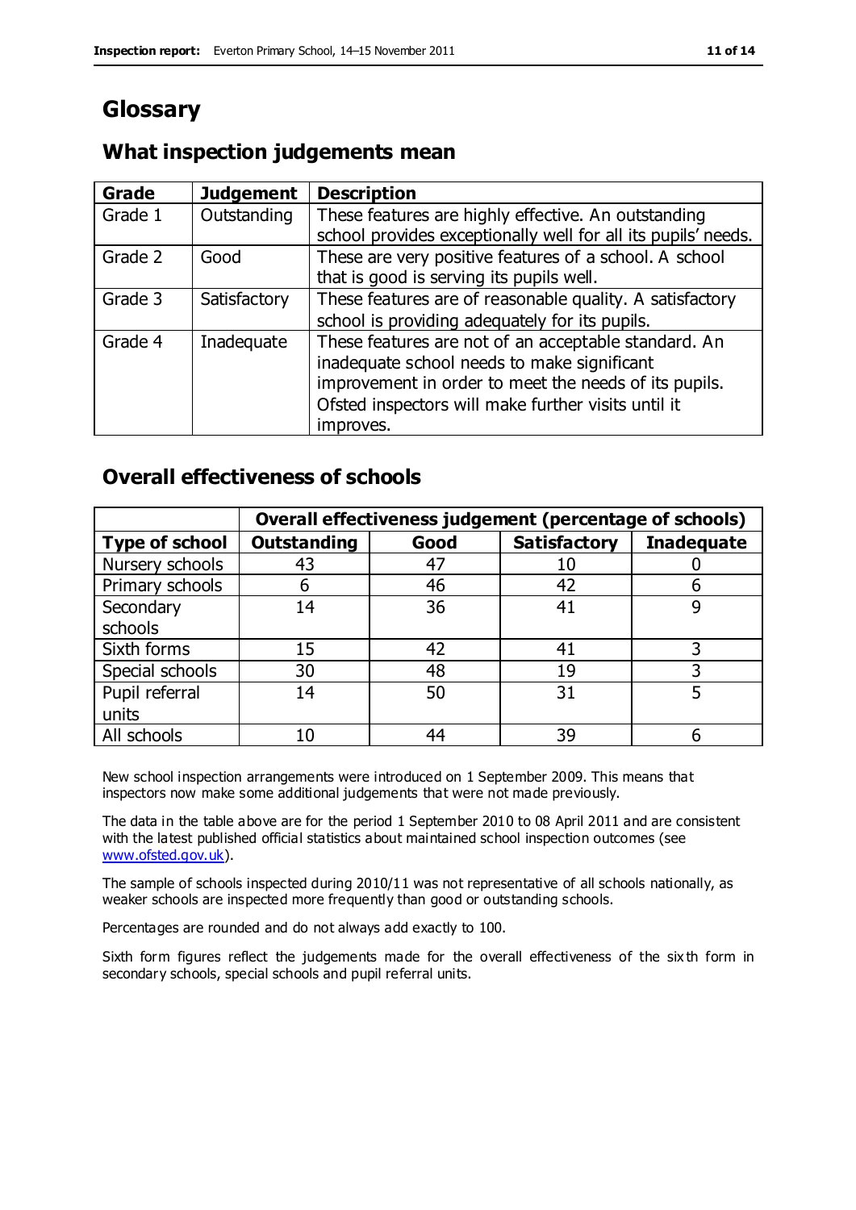# Glossary

## What inspection judgements mean

| Grade | Judgement | Description |
| --- | --- | --- |
| Grade 1 | Outstanding | These features are highly effective. An outstanding school provides exceptionally well for all its pupils' needs. |
| Grade 2 | Good | These are very positive features of a school. A school that is good is serving its pupils well. |
| Grade 3 | Satisfactory | These features are of reasonable quality. A satisfactory school is providing adequately for its pupils. |
| Grade 4 | Inadequate | These features are not of an acceptable standard. An inadequate school needs to make significant improvement in order to meet the needs of its pupils. Ofsted inspectors will make further visits until it improves. |

## Overall effectiveness of schools

| | Overall effectiveness judgement (percentage of schools) | | | |
| --- | --- | --- | --- | --- |
| **Type of school** | **Outstanding** | **Good** | **Satisfactory** | **Inadequate** |
| Nursery schools | 43 | 47 | 10 | 0 |
| Primary schools | 6 | 46 | 42 | 6 |
| Secondary schools | 14 | 36 | 41 | 9 |
| Sixth forms | 15 | 42 | 41 | 3 |
| Special schools | 30 | 48 | 19 | 3 |
| Pupil referral units | 14 | 50 | 31 | 5 |
| All schools | 10 | 44 | 39 | 6 |

New school inspection arrangements were introduced on 1 September 2009. This means that inspectors now make some additional judgements that were not made previously.

The data in the table above are for the period 1 September 2010 to 08 April 2011 and are consistent with the latest published official statistics about maintained school inspection outcomes (see www.ofsted.gov.uk).

The sample of schools inspected during 2010/11 was not representative of all schools nationally, as weaker schools are inspected more frequently than good or outstanding schools.

Percentages are rounded and do not always add exactly to 100.

Sixth form figures reflect the judgements made for the overall effectiveness of the sixth form in secondary schools, special schools and pupil referral units.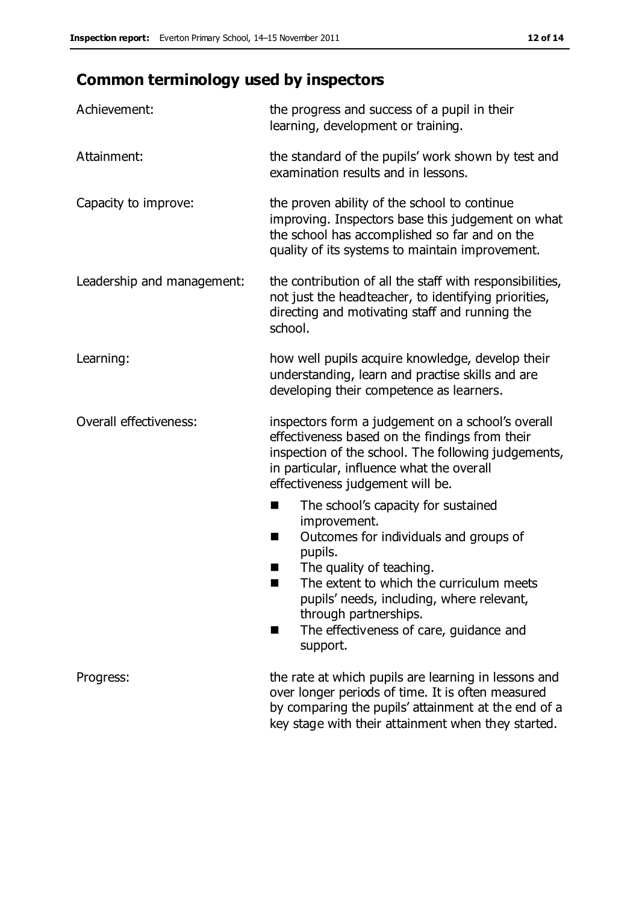## Common terminology used by inspectors

| | |
|---|---|
| Achievement: | the progress and success of a pupil in their learning, development or training. |
| Attainment: | the standard of the pupils' work shown by test and examination results and in lessons. |
| Capacity to improve: | the proven ability of the school to continue improving. Inspectors base this judgement on what the school has accomplished so far and on the quality of its systems to maintain improvement. |
| Leadership and management: | the contribution of all the staff with responsibilities, not just the headteacher, to identifying priorities, directing and motivating staff and running the school. |
| Learning: | how well pupils acquire knowledge, develop their understanding, learn and practise skills and are developing their competence as learners. |
| Overall effectiveness: | inspectors form a judgement on a school's overall effectiveness based on the findings from their inspection of the school. The following judgements, in particular, influence what the overall effectiveness judgement will be.<br>■ The school's capacity for sustained improvement.<br>■ Outcomes for individuals and groups of pupils.<br>■ The quality of teaching.<br>■ The extent to which the curriculum meets pupils' needs, including, where relevant, through partnerships.<br>■ The effectiveness of care, guidance and support. |
| Progress: | the rate at which pupils are learning in lessons and over longer periods of time. It is often measured by comparing the pupils' attainment at the end of a key stage with their attainment when they started. |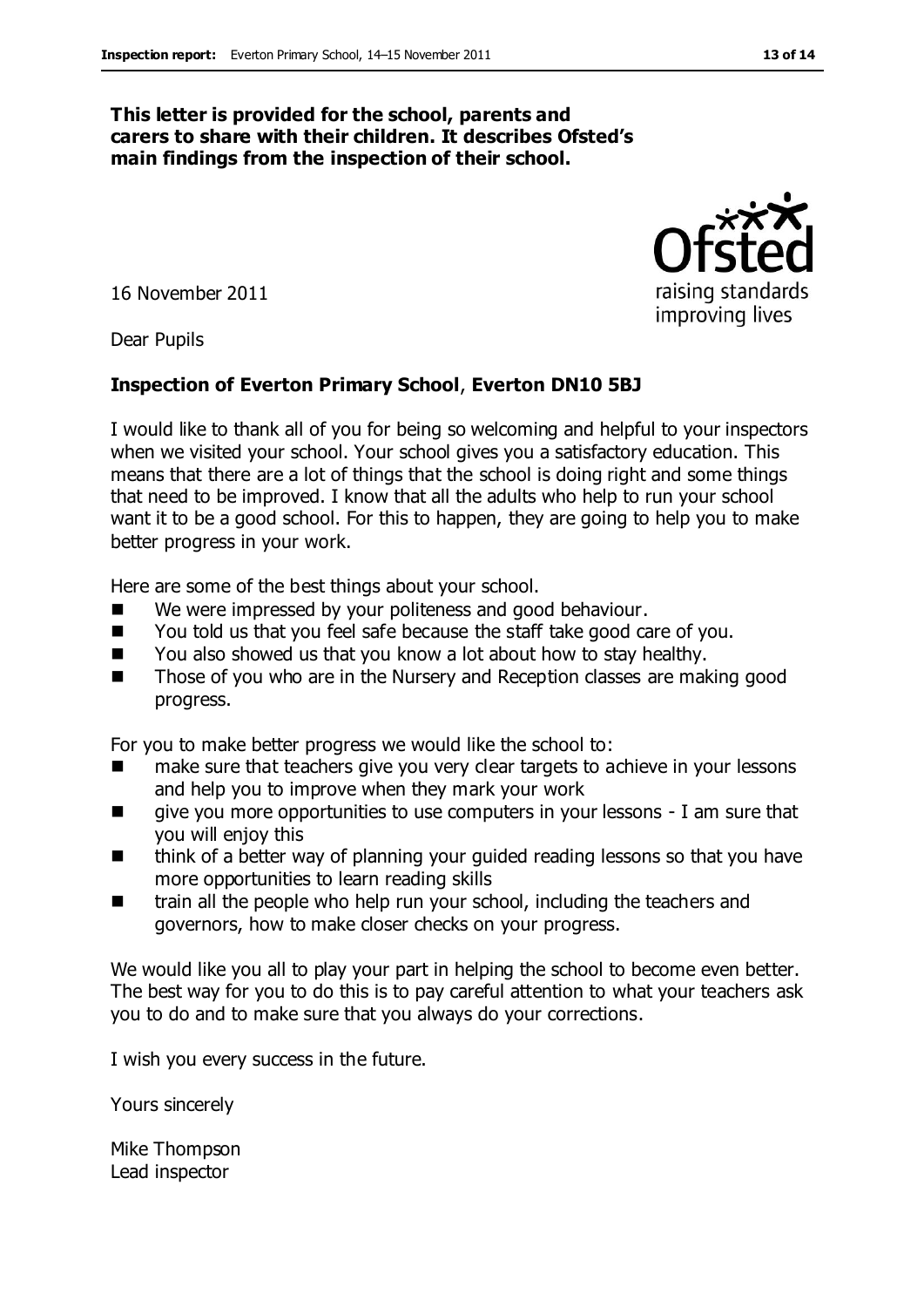**This letter is provided for the school, parents and carers to share with their children. It describes Ofsted's main findings from the inspection of their school.**

16 November 2011

Dear Pupils

**Inspection of Everton Primary School, Everton DN10 5BJ**

I would like to thank all of you for being so welcoming and helpful to your inspectors when we visited your school. Your school gives you a satisfactory education. This means that there are a lot of things that the school is doing right and some things that need to be improved. I know that all the adults who help to run your school want it to be a good school. For this to happen, they are going to help you to make better progress in your work.

Here are some of the best things about your school.

- We were impressed by your politeness and good behaviour.
- You told us that you feel safe because the staff take good care of you.
- You also showed us that you know a lot about how to stay healthy.
- Those of you who are in the Nursery and Reception classes are making good progress.

For you to make better progress we would like the school to:

- make sure that teachers give you very clear targets to achieve in your lessons and help you to improve when they mark your work
- give you more opportunities to use computers in your lessons - I am sure that you will enjoy this
- think of a better way of planning your guided reading lessons so that you have more opportunities to learn reading skills
- train all the people who help run your school, including the teachers and governors, how to make closer checks on your progress.

We would like you all to play your part in helping the school to become even better. The best way for you to do this is to pay careful attention to what your teachers ask you to do and to make sure that you always do your corrections.

I wish you every success in the future.

Yours sincerely

Mike Thompson
Lead inspector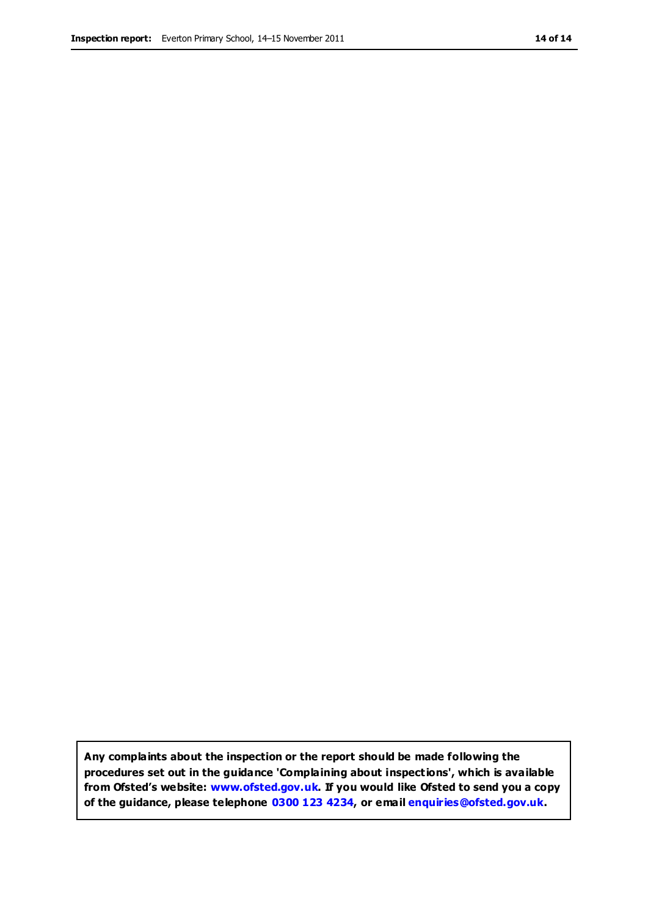**Any complaints about the inspection or the report should be made following the procedures set out in the guidance 'Complaining about inspections', which is available from Ofsted's website: www.ofsted.gov.uk. If you would like Ofsted to send you a copy of the guidance, please telephone 0300 123 4234, or email enquiries@ofsted.gov.uk.**